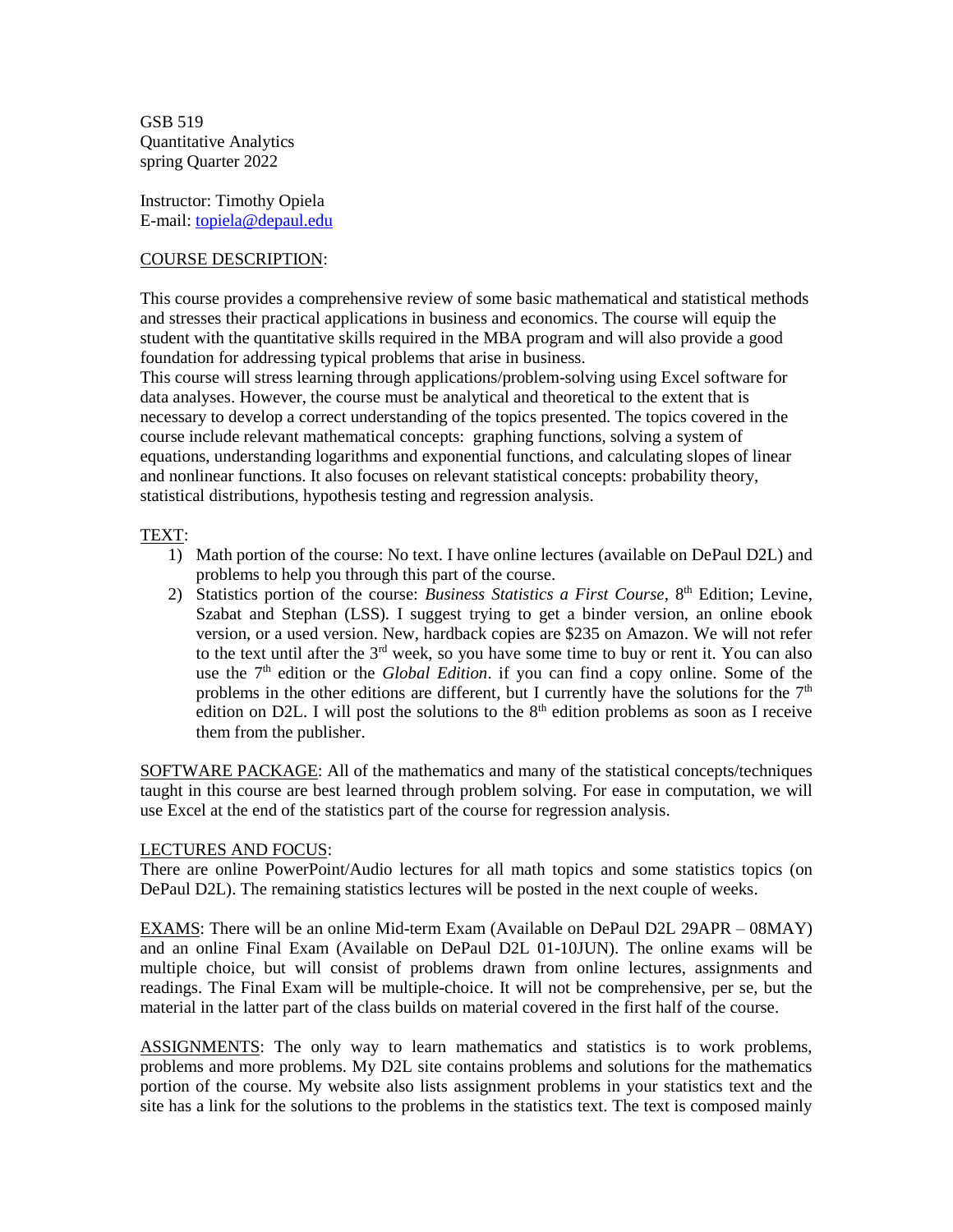GSB 519
Quantitative Analytics
spring Quarter 2022

Instructor: Timothy Opiela
E-mail: [topiela@depaul.edu](mailto:topiela@depaul.edu)

## COURSE DESCRIPTION:

This course provides a comprehensive review of some basic mathematical and statistical methods and stresses their practical applications in business and economics. The course will equip the student with the quantitative skills required in the MBA program and will also provide a good foundation for addressing typical problems that arise in business.
This course will stress learning through applications/problem-solving using Excel software for data analyses. However, the course must be analytical and theoretical to the extent that is necessary to develop a correct understanding of the topics presented. The topics covered in the course include relevant mathematical concepts: graphing functions, solving a system of equations, understanding logarithms and exponential functions, and calculating slopes of linear and nonlinear functions. It also focuses on relevant statistical concepts: probability theory, statistical distributions, hypothesis testing and regression analysis.

## TEXT:

1) Math portion of the course: No text. I have online lectures (available on DePaul D2L) and problems to help you through this part of the course.
2) Statistics portion of the course: *Business Statistics a First Course*, 8th Edition; Levine, Szabat and Stephan (LSS). I suggest trying to get a binder version, an online ebook version, or a used version. New, hardback copies are $235 on Amazon. We will not refer to the text until after the 3rd week, so you have some time to buy or rent it. You can also use the 7th edition or the *Global Edition*. if you can find a copy online. Some of the problems in the other editions are different, but I currently have the solutions for the 7th edition on D2L. I will post the solutions to the 8th edition problems as soon as I receive them from the publisher.

SOFTWARE PACKAGE: All of the mathematics and many of the statistical concepts/techniques taught in this course are best learned through problem solving. For ease in computation, we will use Excel at the end of the statistics part of the course for regression analysis.

LECTURES AND FOCUS:
There are online PowerPoint/Audio lectures for all math topics and some statistics topics (on DePaul D2L). The remaining statistics lectures will be posted in the next couple of weeks.

EXAMS: There will be an online Mid-term Exam (Available on DePaul D2L 29APR – 08MAY) and an online Final Exam (Available on DePaul D2L 01-10JUN). The online exams will be multiple choice, but will consist of problems drawn from online lectures, assignments and readings. The Final Exam will be multiple-choice. It will not be comprehensive, per se, but the material in the latter part of the class builds on material covered in the first half of the course.

ASSIGNMENTS: The only way to learn mathematics and statistics is to work problems, problems and more problems. My D2L site contains problems and solutions for the mathematics portion of the course. My website also lists assignment problems in your statistics text and the site has a link for the solutions to the problems in the statistics text. The text is composed mainly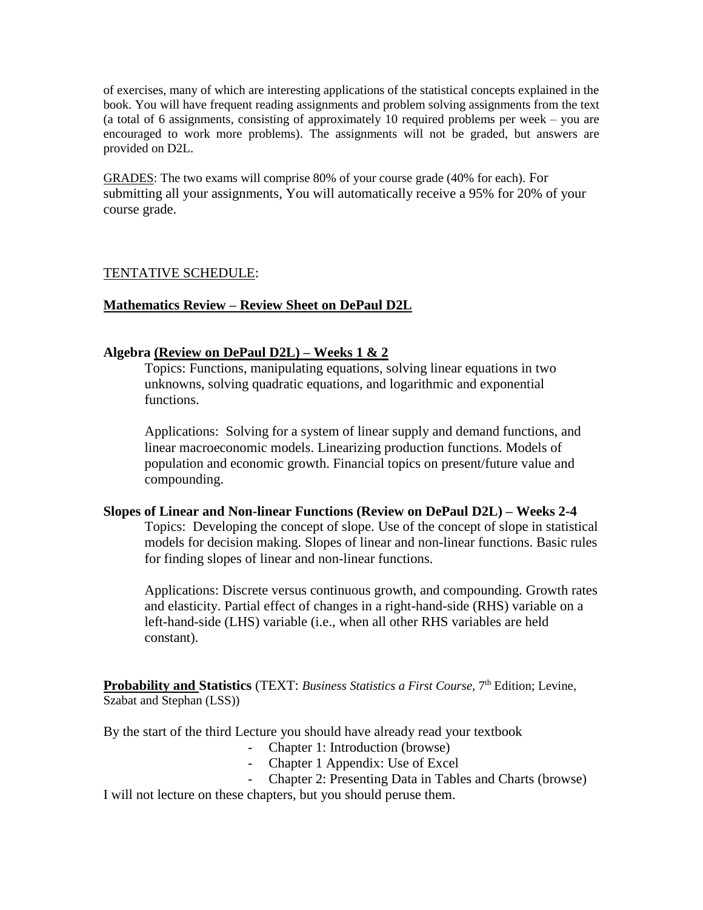of exercises, many of which are interesting applications of the statistical concepts explained in the book. You will have frequent reading assignments and problem solving assignments from the text (a total of 6 assignments, consisting of approximately 10 required problems per week – you are encouraged to work more problems). The assignments will not be graded, but answers are provided on D2L.

GRADES: The two exams will comprise 80% of your course grade (40% for each). For submitting all your assignments, You will automatically receive a 95% for 20% of your course grade.

TENTATIVE SCHEDULE:

**Mathematics Review – Review Sheet on DePaul D2L**

**Algebra (Review on DePaul D2L) – Weeks 1 & 2**

Topics: Functions, manipulating equations, solving linear equations in two unknowns, solving quadratic equations, and logarithmic and exponential functions.

Applications: Solving for a system of linear supply and demand functions, and linear macroeconomic models. Linearizing production functions. Models of population and economic growth. Financial topics on present/future value and compounding.

**Slopes of Linear and Non-linear Functions (Review on DePaul D2L) – Weeks 2-4**

Topics: Developing the concept of slope. Use of the concept of slope in statistical models for decision making. Slopes of linear and non-linear functions. Basic rules for finding slopes of linear and non-linear functions.

Applications: Discrete versus continuous growth, and compounding. Growth rates and elasticity. Partial effect of changes in a right-hand-side (RHS) variable on a left-hand-side (LHS) variable (i.e., when all other RHS variables are held constant).

**Probability and Statistics** (TEXT: *Business Statistics a First Course*, 7th Edition; Levine, Szabat and Stephan (LSS))

By the start of the third Lecture you should have already read your textbook

- Chapter 1: Introduction (browse)
- Chapter 1 Appendix: Use of Excel
- Chapter 2: Presenting Data in Tables and Charts (browse)

I will not lecture on these chapters, but you should peruse them.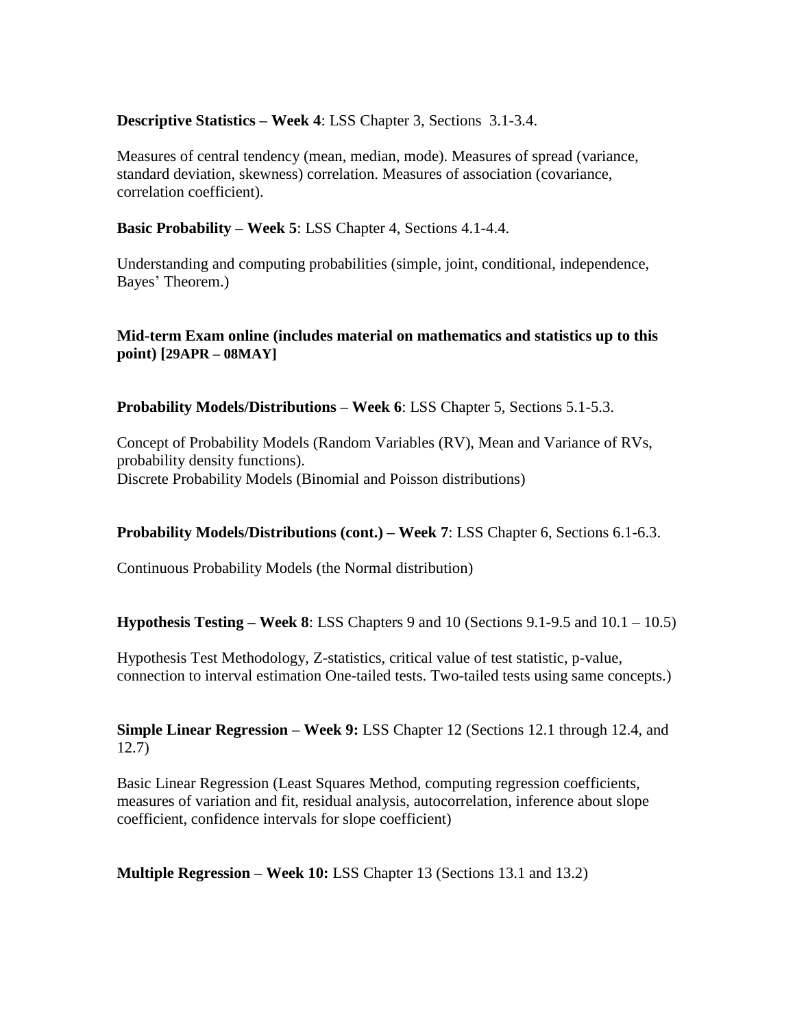**Descriptive Statistics – Week 4**: LSS Chapter 3, Sections 3.1-3.4.

Measures of central tendency (mean, median, mode). Measures of spread (variance, standard deviation, skewness) correlation. Measures of association (covariance, correlation coefficient).

**Basic Probability – Week 5**: LSS Chapter 4, Sections 4.1-4.4.

Understanding and computing probabilities (simple, joint, conditional, independence, Bayes' Theorem.)

**Mid-term Exam online (includes material on mathematics and statistics up to this point) [29APR – 08MAY]**

**Probability Models/Distributions – Week 6**: LSS Chapter 5, Sections 5.1-5.3.

Concept of Probability Models (Random Variables (RV), Mean and Variance of RVs, probability density functions).
Discrete Probability Models (Binomial and Poisson distributions)

**Probability Models/Distributions (cont.) – Week 7**: LSS Chapter 6, Sections 6.1-6.3.

Continuous Probability Models (the Normal distribution)

**Hypothesis Testing – Week 8**: LSS Chapters 9 and 10 (Sections 9.1-9.5 and 10.1 – 10.5)

Hypothesis Test Methodology, Z-statistics, critical value of test statistic, p-value, connection to interval estimation One-tailed tests. Two-tailed tests using same concepts.)

**Simple Linear Regression – Week 9:** LSS Chapter 12 (Sections 12.1 through 12.4, and 12.7)

Basic Linear Regression (Least Squares Method, computing regression coefficients, measures of variation and fit, residual analysis, autocorrelation, inference about slope coefficient, confidence intervals for slope coefficient)

**Multiple Regression – Week 10:** LSS Chapter 13 (Sections 13.1 and 13.2)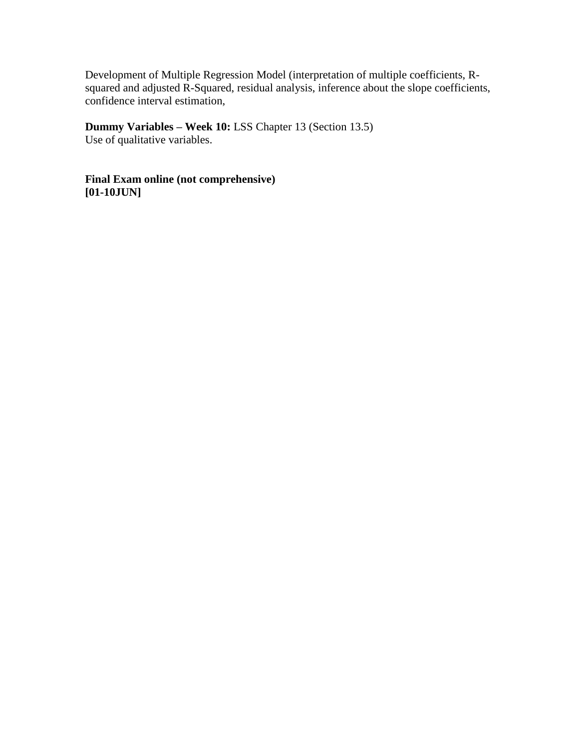Development of Multiple Regression Model (interpretation of multiple coefficients, R-squared and adjusted R-Squared, residual analysis, inference about the slope coefficients, confidence interval estimation,

**Dummy Variables – Week 10:** LSS Chapter 13 (Section 13.5)
Use of qualitative variables.

**Final Exam online (not comprehensive)**
**[01-10JUN]**